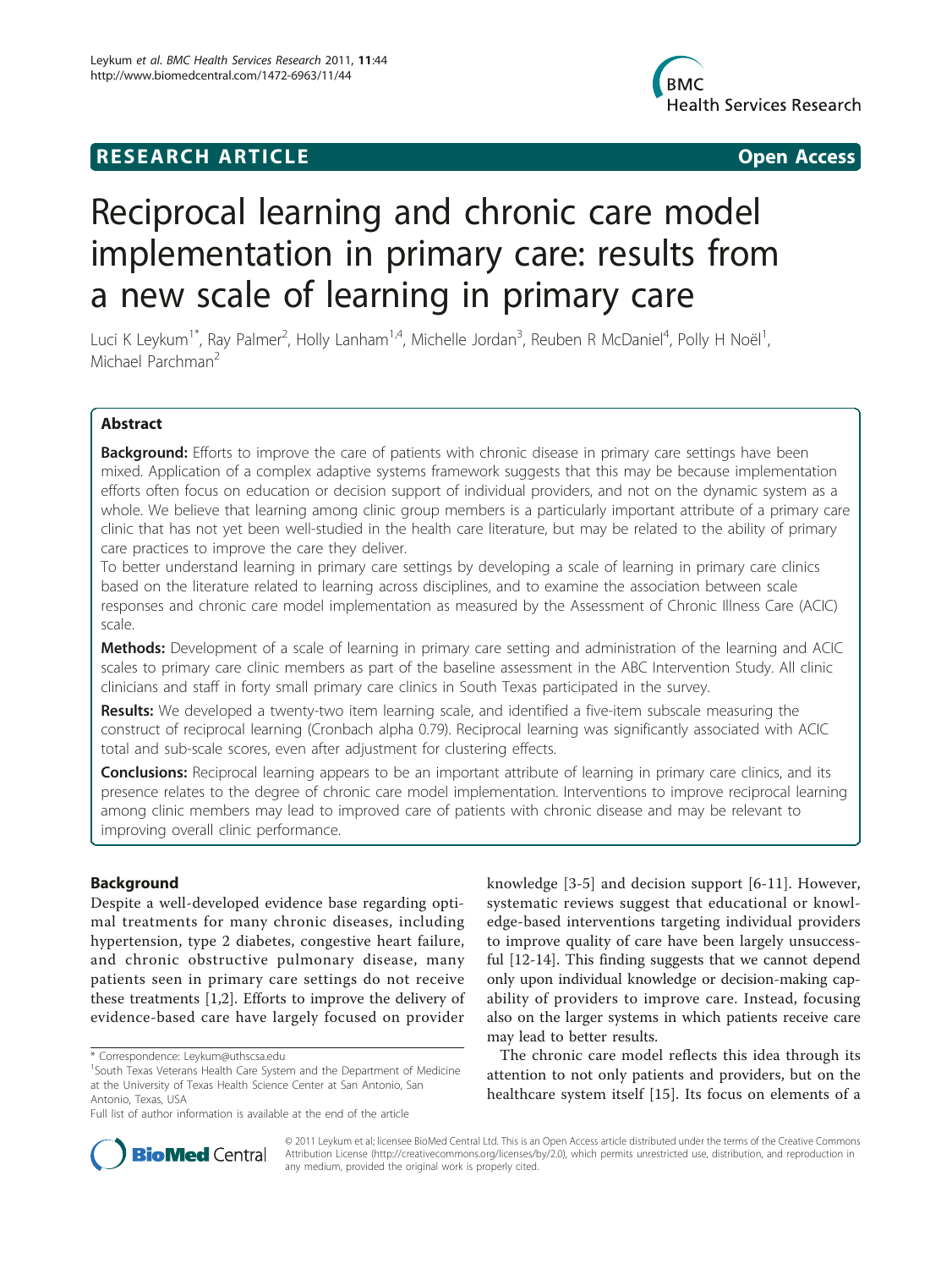# RESEARCH ARTICLE

Open Access

# Reciprocal learning and chronic care model implementation in primary care: results from a new scale of learning in primary care

Luci K Leykum[1*], Ray Palmer[2], Holly Lanham[1,4], Michelle Jordan[3], Reuben R McDaniel[4], Polly H Noël[1], Michael Parchman[2]

## Abstract

**Background:** Efforts to improve the care of patients with chronic disease in primary care settings have been mixed. Application of a complex adaptive systems framework suggests that this may be because implementation efforts often focus on education or decision support of individual providers, and not on the dynamic system as a whole. We believe that learning among clinic group members is a particularly important attribute of a primary care clinic that has not yet been well-studied in the health care literature, but may be related to the ability of primary care practices to improve the care they deliver.

To better understand learning in primary care settings by developing a scale of learning in primary care clinics based on the literature related to learning across disciplines, and to examine the association between scale responses and chronic care model implementation as measured by the Assessment of Chronic Illness Care (ACIC) scale.

**Methods:** Development of a scale of learning in primary care setting and administration of the learning and ACIC scales to primary care clinic members as part of the baseline assessment in the ABC Intervention Study. All clinic clinicians and staff in forty small primary care clinics in South Texas participated in the survey.

**Results:** We developed a twenty-two item learning scale, and identified a five-item subscale measuring the construct of reciprocal learning (Cronbach alpha 0.79). Reciprocal learning was significantly associated with ACIC total and sub-scale scores, even after adjustment for clustering effects.

**Conclusions:** Reciprocal learning appears to be an important attribute of learning in primary care clinics, and its presence relates to the degree of chronic care model implementation. Interventions to improve reciprocal learning among clinic members may lead to improved care of patients with chronic disease and may be relevant to improving overall clinic performance.

## Background

Despite a well-developed evidence base regarding optimal treatments for many chronic diseases, including hypertension, type 2 diabetes, congestive heart failure, and chronic obstructive pulmonary disease, many patients seen in primary care settings do not receive these treatments [1,2]. Efforts to improve the delivery of evidence-based care have largely focused on provider knowledge [3-5] and decision support [6-11]. However, systematic reviews suggest that educational or knowledge-based interventions targeting individual providers to improve quality of care have been largely unsuccessful [12-14]. This finding suggests that we cannot depend only upon individual knowledge or decision-making capability of providers to improve care. Instead, focusing also on the larger systems in which patients receive care may lead to better results.

The chronic care model reflects this idea through its attention to not only patients and providers, but on the healthcare system itself [15]. Its focus on elements of a

\* Correspondence: Leykum@uthscsa.edu

[1]South Texas Veterans Health Care System and the Department of Medicine at the University of Texas Health Science Center at San Antonio, San Antonio, Texas, USA

Full list of author information is available at the end of the article

© 2011 Leykum et al; licensee BioMed Central Ltd. This is an Open Access article distributed under the terms of the Creative Commons Attribution License (http://creativecommons.org/licenses/by/2.0), which permits unrestricted use, distribution, and reproduction in any medium, provided the original work is properly cited.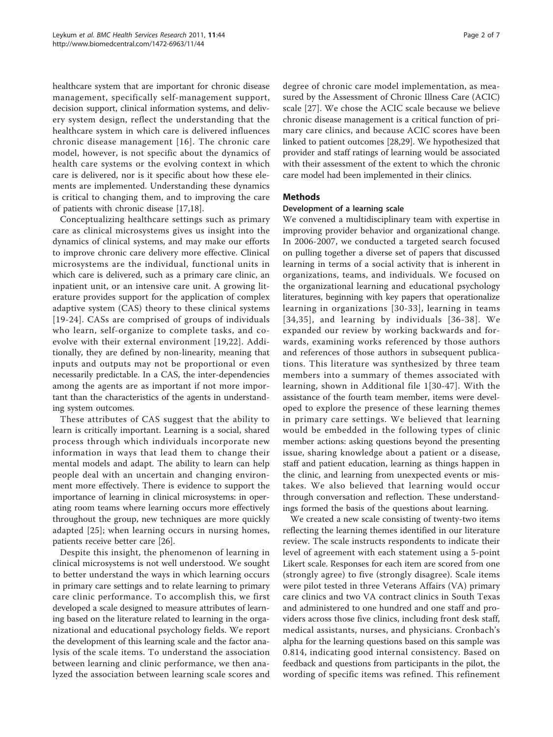healthcare system that are important for chronic disease management, specifically self-management support, decision support, clinical information systems, and delivery system design, reflect the understanding that the healthcare system in which care is delivered influences chronic disease management [16]. The chronic care model, however, is not specific about the dynamics of health care systems or the evolving context in which care is delivered, nor is it specific about how these elements are implemented. Understanding these dynamics is critical to changing them, and to improving the care of patients with chronic disease [17,18].

Conceptualizing healthcare settings such as primary care as clinical microsystems gives us insight into the dynamics of clinical systems, and may make our efforts to improve chronic care delivery more effective. Clinical microsystems are the individual, functional units in which care is delivered, such as a primary care clinic, an inpatient unit, or an intensive care unit. A growing literature provides support for the application of complex adaptive system (CAS) theory to these clinical systems [19-24]. CASs are comprised of groups of individuals who learn, self-organize to complete tasks, and co-evolve with their external environment [19,22]. Additionally, they are defined by non-linearity, meaning that inputs and outputs may not be proportional or even necessarily predictable. In a CAS, the inter-dependencies among the agents are as important if not more important than the characteristics of the agents in understanding system outcomes.

These attributes of CAS suggest that the ability to learn is critically important. Learning is a social, shared process through which individuals incorporate new information in ways that lead them to change their mental models and adapt. The ability to learn can help people deal with an uncertain and changing environment more effectively. There is evidence to support the importance of learning in clinical microsystems: in operating room teams where learning occurs more effectively throughout the group, new techniques are more quickly adapted [25]; when learning occurs in nursing homes, patients receive better care [26].

Despite this insight, the phenomenon of learning in clinical microsystems is not well understood. We sought to better understand the ways in which learning occurs in primary care settings and to relate learning to primary care clinic performance. To accomplish this, we first developed a scale designed to measure attributes of learning based on the literature related to learning in the organizational and educational psychology fields. We report the development of this learning scale and the factor analysis of the scale items. To understand the association between learning and clinic performance, we then analyzed the association between learning scale scores and degree of chronic care model implementation, as measured by the Assessment of Chronic Illness Care (ACIC) scale [27]. We chose the ACIC scale because we believe chronic disease management is a critical function of primary care clinics, and because ACIC scores have been linked to patient outcomes [28,29]. We hypothesized that provider and staff ratings of learning would be associated with their assessment of the extent to which the chronic care model had been implemented in their clinics.

## Methods

### Development of a learning scale

We convened a multidisciplinary team with expertise in improving provider behavior and organizational change. In 2006-2007, we conducted a targeted search focused on pulling together a diverse set of papers that discussed learning in terms of a social activity that is inherent in organizations, teams, and individuals. We focused on the organizational learning and educational psychology literatures, beginning with key papers that operationalize learning in organizations [30-33], learning in teams [34,35], and learning by individuals [36-38]. We expanded our review by working backwards and forwards, examining works referenced by those authors and references of those authors in subsequent publications. This literature was synthesized by three team members into a summary of themes associated with learning, shown in Additional file 1[30-47]. With the assistance of the fourth team member, items were developed to explore the presence of these learning themes in primary care settings. We believed that learning would be embedded in the following types of clinic member actions: asking questions beyond the presenting issue, sharing knowledge about a patient or a disease, staff and patient education, learning as things happen in the clinic, and learning from unexpected events or mistakes. We also believed that learning would occur through conversation and reflection. These understandings formed the basis of the questions about learning.

We created a new scale consisting of twenty-two items reflecting the learning themes identified in our literature review. The scale instructs respondents to indicate their level of agreement with each statement using a 5-point Likert scale. Responses for each item are scored from one (strongly agree) to five (strongly disagree). Scale items were pilot tested in three Veterans Affairs (VA) primary care clinics and two VA contract clinics in South Texas and administered to one hundred and one staff and providers across those five clinics, including front desk staff, medical assistants, nurses, and physicians. Cronbach's alpha for the learning questions based on this sample was 0.814, indicating good internal consistency. Based on feedback and questions from participants in the pilot, the wording of specific items was refined. This refinement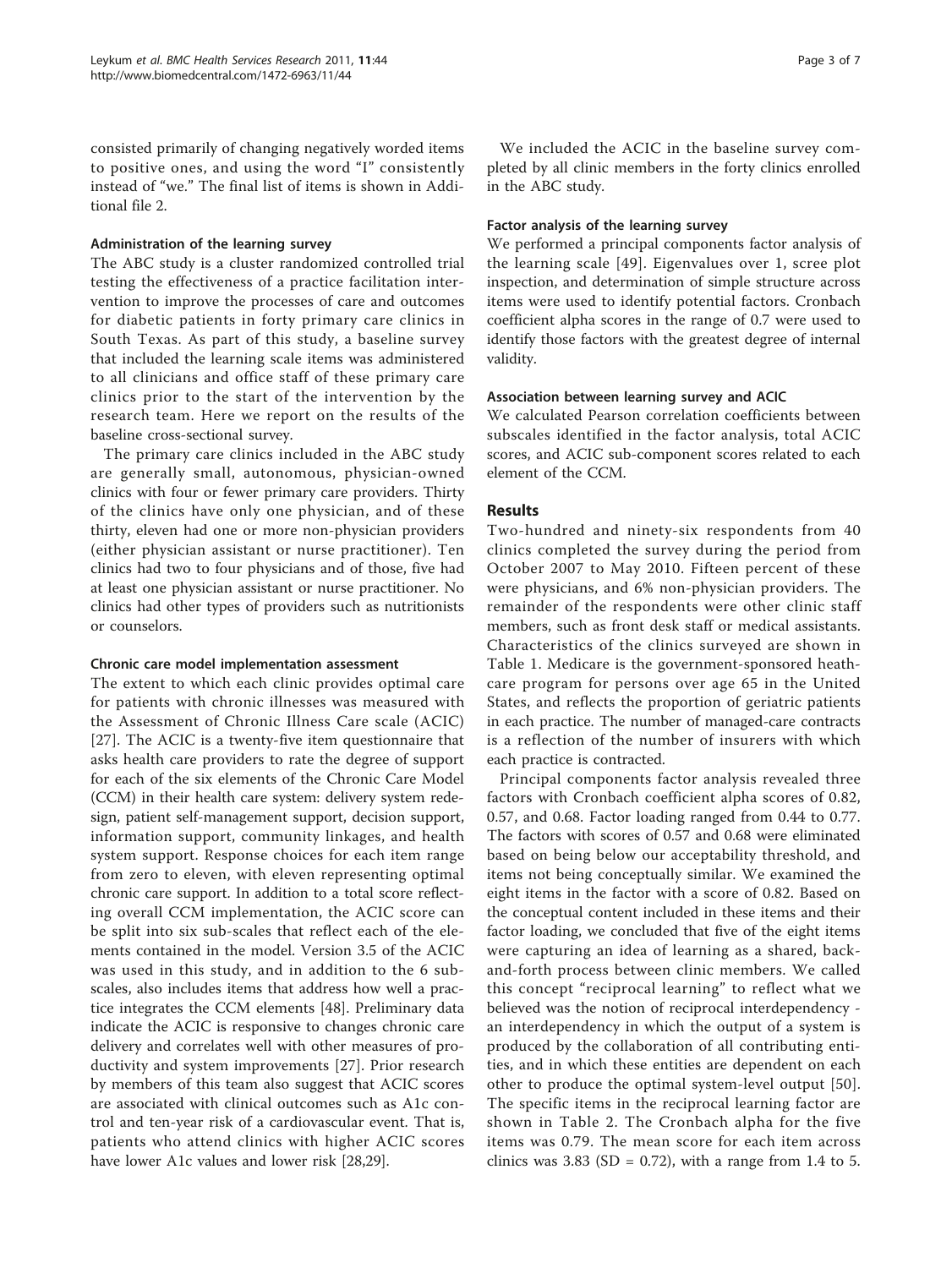consisted primarily of changing negatively worded items to positive ones, and using the word "I" consistently instead of "we." The final list of items is shown in Additional file 2.

### Administration of the learning survey

The ABC study is a cluster randomized controlled trial testing the effectiveness of a practice facilitation intervention to improve the processes of care and outcomes for diabetic patients in forty primary care clinics in South Texas. As part of this study, a baseline survey that included the learning scale items was administered to all clinicians and office staff of these primary care clinics prior to the start of the intervention by the research team. Here we report on the results of the baseline cross-sectional survey.

The primary care clinics included in the ABC study are generally small, autonomous, physician-owned clinics with four or fewer primary care providers. Thirty of the clinics have only one physician, and of these thirty, eleven had one or more non-physician providers (either physician assistant or nurse practitioner). Ten clinics had two to four physicians and of those, five had at least one physician assistant or nurse practitioner. No clinics had other types of providers such as nutritionists or counselors.

### Chronic care model implementation assessment

The extent to which each clinic provides optimal care for patients with chronic illnesses was measured with the Assessment of Chronic Illness Care scale (ACIC) [27]. The ACIC is a twenty-five item questionnaire that asks health care providers to rate the degree of support for each of the six elements of the Chronic Care Model (CCM) in their health care system: delivery system redesign, patient self-management support, decision support, information support, community linkages, and health system support. Response choices for each item range from zero to eleven, with eleven representing optimal chronic care support. In addition to a total score reflecting overall CCM implementation, the ACIC score can be split into six sub-scales that reflect each of the elements contained in the model. Version 3.5 of the ACIC was used in this study, and in addition to the 6 subscales, also includes items that address how well a practice integrates the CCM elements [48]. Preliminary data indicate the ACIC is responsive to changes chronic care delivery and correlates well with other measures of productivity and system improvements [27]. Prior research by members of this team also suggest that ACIC scores are associated with clinical outcomes such as A1c control and ten-year risk of a cardiovascular event. That is, patients who attend clinics with higher ACIC scores have lower A1c values and lower risk [28,29].

We included the ACIC in the baseline survey completed by all clinic members in the forty clinics enrolled in the ABC study.

### Factor analysis of the learning survey

We performed a principal components factor analysis of the learning scale [49]. Eigenvalues over 1, scree plot inspection, and determination of simple structure across items were used to identify potential factors. Cronbach coefficient alpha scores in the range of 0.7 were used to identify those factors with the greatest degree of internal validity.

### Association between learning survey and ACIC

We calculated Pearson correlation coefficients between subscales identified in the factor analysis, total ACIC scores, and ACIC sub-component scores related to each element of the CCM.

## Results

Two-hundred and ninety-six respondents from 40 clinics completed the survey during the period from October 2007 to May 2010. Fifteen percent of these were physicians, and 6% non-physician providers. The remainder of the respondents were other clinic staff members, such as front desk staff or medical assistants. Characteristics of the clinics surveyed are shown in Table 1. Medicare is the government-sponsored heathcare program for persons over age 65 in the United States, and reflects the proportion of geriatric patients in each practice. The number of managed-care contracts is a reflection of the number of insurers with which each practice is contracted.

Principal components factor analysis revealed three factors with Cronbach coefficient alpha scores of 0.82, 0.57, and 0.68. Factor loading ranged from 0.44 to 0.77. The factors with scores of 0.57 and 0.68 were eliminated based on being below our acceptability threshold, and items not being conceptually similar. We examined the eight items in the factor with a score of 0.82. Based on the conceptual content included in these items and their factor loading, we concluded that five of the eight items were capturing an idea of learning as a shared, back-and-forth process between clinic members. We called this concept "reciprocal learning" to reflect what we believed was the notion of reciprocal interdependency - an interdependency in which the output of a system is produced by the collaboration of all contributing entities, and in which these entities are dependent on each other to produce the optimal system-level output [50]. The specific items in the reciprocal learning factor are shown in Table 2. The Cronbach alpha for the five items was 0.79. The mean score for each item across clinics was 3.83 (SD = 0.72), with a range from 1.4 to 5.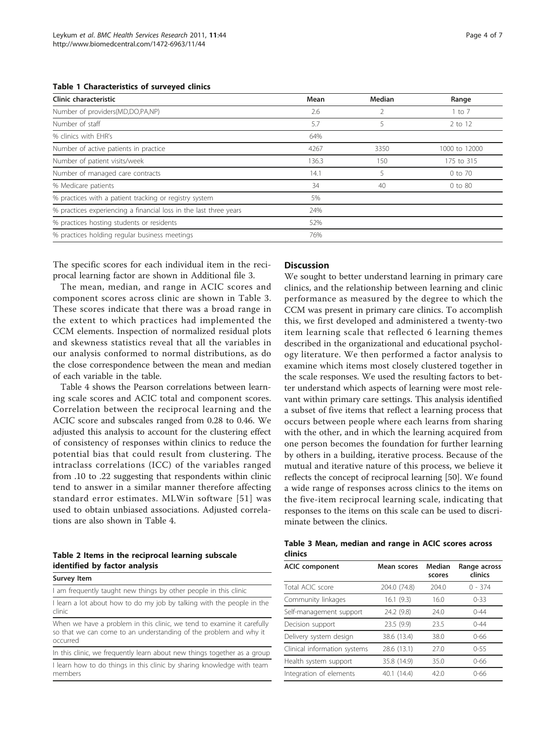**Table 1 Characteristics of surveyed clinics**

| Clinic characteristic | Mean | Median | Range |
|---|---|---|---|
| Number of providers(MD,DO,PA,NP) | 2.6 | 2 | 1 to 7 |
| Number of staff | 5.7 | 5 | 2 to 12 |
| % clinics with EHR's | 64% | | |
| Number of active patients in practice | 4267 | 3350 | 1000 to 12000 |
| Number of patient visits/week | 136.3 | 150 | 175 to 315 |
| Number of managed care contracts | 14.1 | 5 | 0 to 70 |
| % Medicare patients | 34 | 40 | 0 to 80 |
| % practices with a patient tracking or registry system | 5% | | |
| % practices experiencing a financial loss in the last three years | 24% | | |
| % practices hosting students or residents | 52% | | |
| % practices holding regular business meetings | 76% | | |

The specific scores for each individual item in the reciprocal learning factor are shown in Additional file 3.

The mean, median, and range in ACIC scores and component scores across clinic are shown in Table 3. These scores indicate that there was a broad range in the extent to which practices had implemented the CCM elements. Inspection of normalized residual plots and skewness statistics reveal that all the variables in our analysis conformed to normal distributions, as do the close correspondence between the mean and median of each variable in the table.

Table 4 shows the Pearson correlations between learning scale scores and ACIC total and component scores. Correlation between the reciprocal learning and the ACIC score and subscales ranged from 0.28 to 0.46. We adjusted this analysis to account for the clustering effect of consistency of responses within clinics to reduce the potential bias that could result from clustering. The intraclass correlations (ICC) of the variables ranged from .10 to .22 suggesting that respondents within clinic tend to answer in a similar manner therefore affecting standard error estimates. MLWin software [51] was used to obtain unbiased associations. Adjusted correlations are also shown in Table 4.

**Table 2 Items in the reciprocal learning subscale identified by factor analysis**

| Survey Item |
|---|
| I am frequently taught new things by other people in this clinic |
| I learn a lot about how to do my job by talking with the people in the clinic |
| When we have a problem in this clinic, we tend to examine it carefully so that we can come to an understanding of the problem and why it occurred |
| In this clinic, we frequently learn about new things together as a group |
| I learn how to do things in this clinic by sharing knowledge with team members |

## Discussion

We sought to better understand learning in primary care clinics, and the relationship between learning and clinic performance as measured by the degree to which the CCM was present in primary care clinics. To accomplish this, we first developed and administered a twenty-two item learning scale that reflected 6 learning themes described in the organizational and educational psychology literature. We then performed a factor analysis to examine which items most closely clustered together in the scale responses. We used the resulting factors to better understand which aspects of learning were most relevant within primary care settings. This analysis identified a subset of five items that reflect a learning process that occurs between people where each learns from sharing with the other, and in which the learning acquired from one person becomes the foundation for further learning by others in a building, iterative process. Because of the mutual and iterative nature of this process, we believe it reflects the concept of reciprocal learning [50]. We found a wide range of responses across clinics to the items on the five-item reciprocal learning scale, indicating that responses to the items on this scale can be used to discriminate between the clinics.

**Table 3 Mean, median and range in ACIC scores across clinics**

| ACIC component | Mean scores | Median scores | Range across clinics |
|---|---|---|---|
| Total ACIC score | 204.0 (74.8) | 204.0 | 0 - 374 |
| Community linkages | 16.1 (9.3) | 16.0 | 0-33 |
| Self-management support | 24.2 (9.8) | 24.0 | 0-44 |
| Decision support | 23.5 (9.9) | 23.5 | 0-44 |
| Delivery system design | 38.6 (13.4) | 38.0 | 0-66 |
| Clinical information systems | 28.6 (13.1) | 27.0 | 0-55 |
| Health system support | 35.8 (14.9) | 35.0 | 0-66 |
| Integration of elements | 40.1 (14.4) | 42.0 | 0-66 |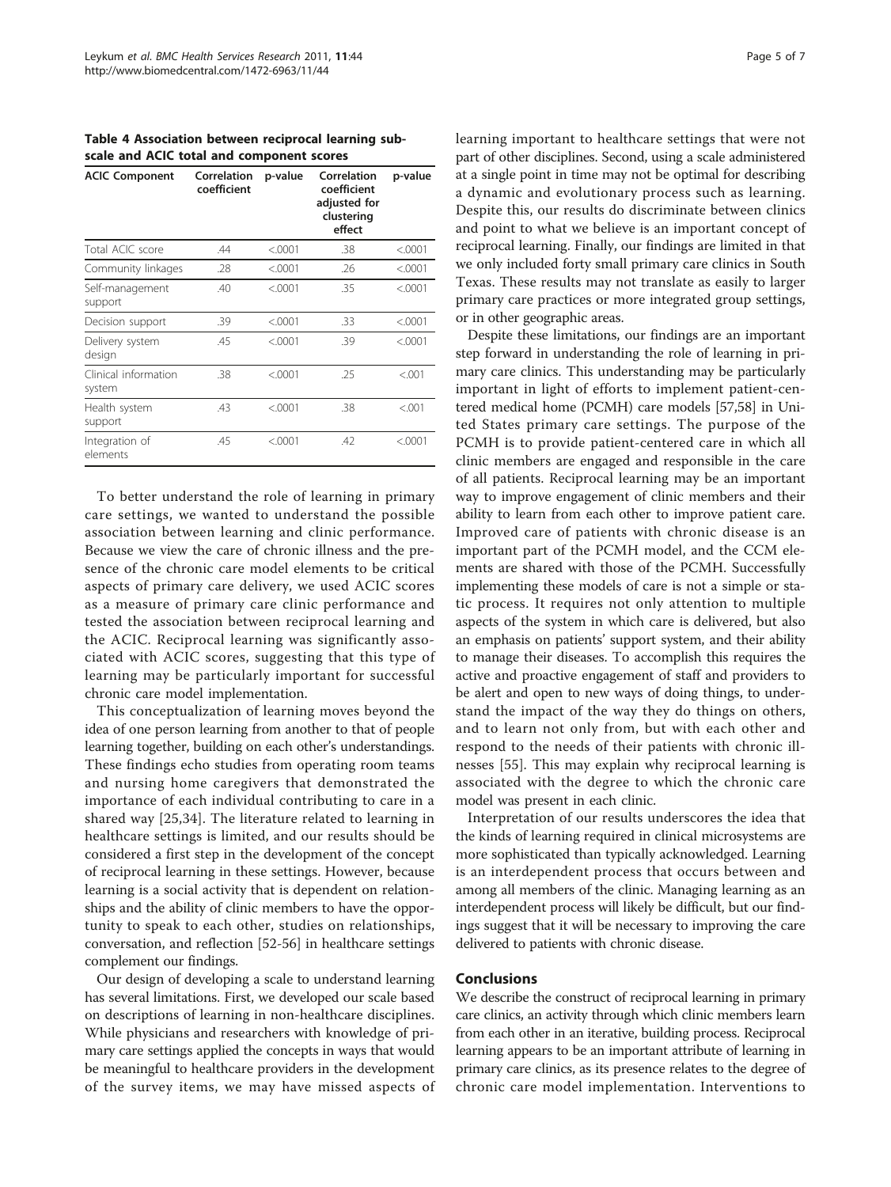**Table 4 Association between reciprocal learning subscale and ACIC total and component scores**

| ACIC Component | Correlation coefficient | p-value | Correlation coefficient adjusted for clustering effect | p-value |
|---|---|---|---|---|
| Total ACIC score | .44 | <.0001 | .38 | <.0001 |
| Community linkages | .28 | <.0001 | .26 | <.0001 |
| Self-management support | .40 | <.0001 | .35 | <.0001 |
| Decision support | .39 | <.0001 | .33 | <.0001 |
| Delivery system design | .45 | <.0001 | .39 | <.0001 |
| Clinical information system | .38 | <.0001 | .25 | <.001 |
| Health system support | .43 | <.0001 | .38 | <.001 |
| Integration of elements | .45 | <.0001 | .42 | <.0001 |

To better understand the role of learning in primary care settings, we wanted to understand the possible association between learning and clinic performance. Because we view the care of chronic illness and the presence of the chronic care model elements to be critical aspects of primary care delivery, we used ACIC scores as a measure of primary care clinic performance and tested the association between reciprocal learning and the ACIC. Reciprocal learning was significantly associated with ACIC scores, suggesting that this type of learning may be particularly important for successful chronic care model implementation.

This conceptualization of learning moves beyond the idea of one person learning from another to that of people learning together, building on each other's understandings. These findings echo studies from operating room teams and nursing home caregivers that demonstrated the importance of each individual contributing to care in a shared way [25,34]. The literature related to learning in healthcare settings is limited, and our results should be considered a first step in the development of the concept of reciprocal learning in these settings. However, because learning is a social activity that is dependent on relationships and the ability of clinic members to have the opportunity to speak to each other, studies on relationships, conversation, and reflection [52-56] in healthcare settings complement our findings.

Our design of developing a scale to understand learning has several limitations. First, we developed our scale based on descriptions of learning in non-healthcare disciplines. While physicians and researchers with knowledge of primary care settings applied the concepts in ways that would be meaningful to healthcare providers in the development of the survey items, we may have missed aspects of learning important to healthcare settings that were not part of other disciplines. Second, using a scale administered at a single point in time may not be optimal for describing a dynamic and evolutionary process such as learning. Despite this, our results do discriminate between clinics and point to what we believe is an important concept of reciprocal learning. Finally, our findings are limited in that we only included forty small primary care clinics in South Texas. These results may not translate as easily to larger primary care practices or more integrated group settings, or in other geographic areas.

Despite these limitations, our findings are an important step forward in understanding the role of learning in primary care clinics. This understanding may be particularly important in light of efforts to implement patient-centered medical home (PCMH) care models [57,58] in United States primary care settings. The purpose of the PCMH is to provide patient-centered care in which all clinic members are engaged and responsible in the care of all patients. Reciprocal learning may be an important way to improve engagement of clinic members and their ability to learn from each other to improve patient care. Improved care of patients with chronic disease is an important part of the PCMH model, and the CCM elements are shared with those of the PCMH. Successfully implementing these models of care is not a simple or static process. It requires not only attention to multiple aspects of the system in which care is delivered, but also an emphasis on patients' support system, and their ability to manage their diseases. To accomplish this requires the active and proactive engagement of staff and providers to be alert and open to new ways of doing things, to understand the impact of the way they do things on others, and to learn not only from, but with each other and respond to the needs of their patients with chronic illnesses [55]. This may explain why reciprocal learning is associated with the degree to which the chronic care model was present in each clinic.

Interpretation of our results underscores the idea that the kinds of learning required in clinical microsystems are more sophisticated than typically acknowledged. Learning is an interdependent process that occurs between and among all members of the clinic. Managing learning as an interdependent process will likely be difficult, but our findings suggest that it will be necessary to improving the care delivered to patients with chronic disease.

## Conclusions

We describe the construct of reciprocal learning in primary care clinics, an activity through which clinic members learn from each other in an iterative, building process. Reciprocal learning appears to be an important attribute of learning in primary care clinics, as its presence relates to the degree of chronic care model implementation. Interventions to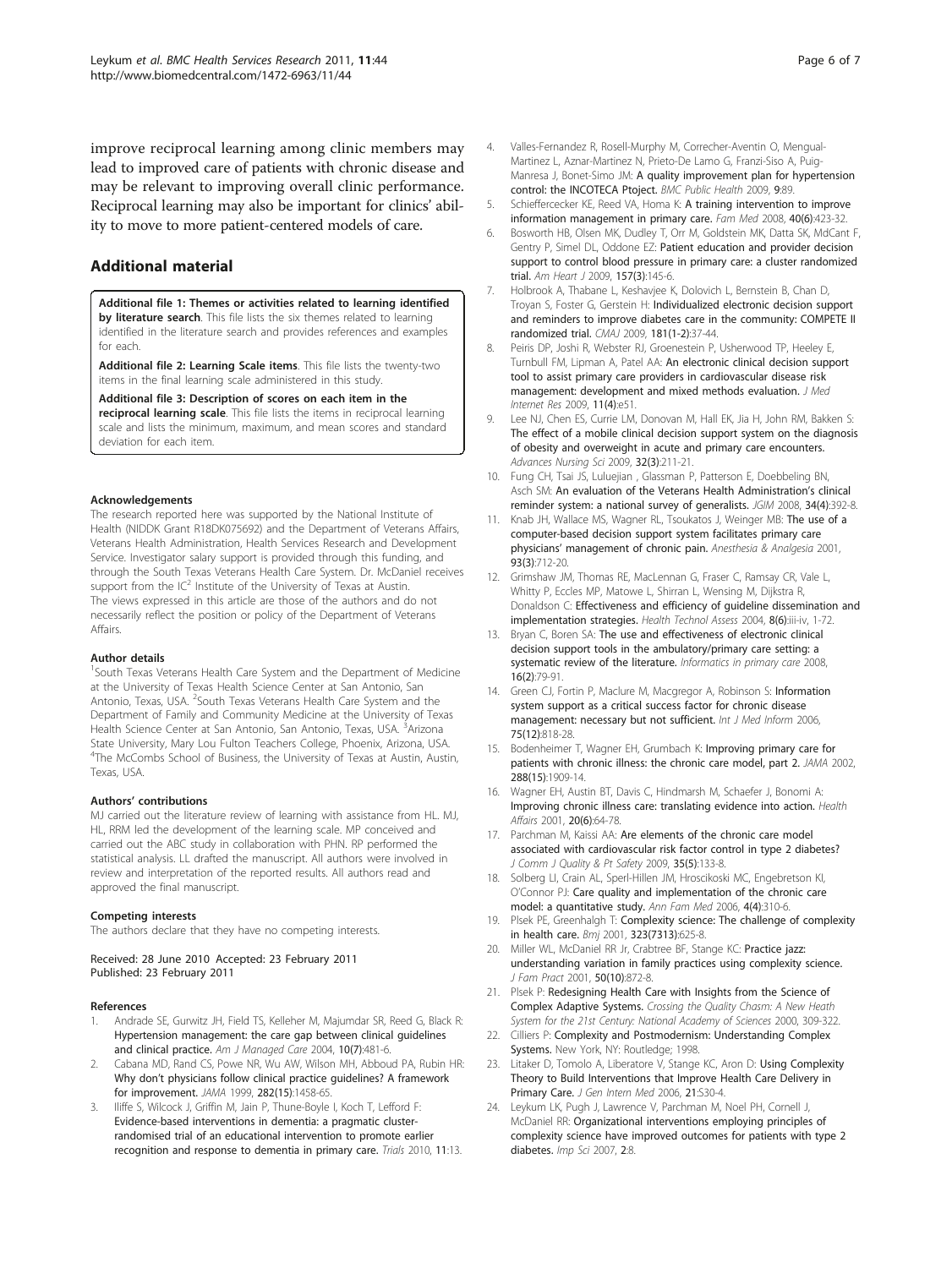improve reciprocal learning among clinic members may lead to improved care of patients with chronic disease and may be relevant to improving overall clinic performance. Reciprocal learning may also be important for clinics' ability to move to more patient-centered models of care.

## Additional material

**Additional file 1: Themes or activities related to learning identified by literature search**. This file lists the six themes related to learning identified in the literature search and provides references and examples for each.

**Additional file 2: Learning Scale items**. This file lists the twenty-two items in the final learning scale administered in this study.

**Additional file 3: Description of scores on each item in the reciprocal learning scale**. This file lists the items in reciprocal learning scale and lists the minimum, maximum, and mean scores and standard deviation for each item.

#### Acknowledgements

The research reported here was supported by the National Institute of Health (NIDDK Grant R18DK075692) and the Department of Veterans Affairs, Veterans Health Administration, Health Services Research and Development Service. Investigator salary support is provided through this funding, and through the South Texas Veterans Health Care System. Dr. McDaniel receives support from the IC[2] Institute of the University of Texas at Austin. The views expressed in this article are those of the authors and do not necessarily reflect the position or policy of the Department of Veterans Affairs.

#### Author details

[1]South Texas Veterans Health Care System and the Department of Medicine at the University of Texas Health Science Center at San Antonio, San Antonio, Texas, USA. [2]South Texas Veterans Health Care System and the Department of Family and Community Medicine at the University of Texas Health Science Center at San Antonio, San Antonio, Texas, USA. [3]Arizona State University, Mary Lou Fulton Teachers College, Phoenix, Arizona, USA. [4]The McCombs School of Business, the University of Texas at Austin, Austin, Texas, USA.

#### Authors' contributions

MJ carried out the literature review of learning with assistance from HL. MJ, HL, RRM led the development of the learning scale. MP conceived and carried out the ABC study in collaboration with PHN. RP performed the statistical analysis. LL drafted the manuscript. All authors were involved in review and interpretation of the reported results. All authors read and approved the final manuscript.

#### Competing interests

The authors declare that they have no competing interests.

Received: 28 June 2010 Accepted: 23 February 2011
Published: 23 February 2011

#### References

1. Andrade SE, Gurwitz JH, Field TS, Kelleher M, Majumdar SR, Reed G, Black R: **Hypertension management: the care gap between clinical guidelines and clinical practice.** *Am J Managed Care* 2004, **10(7)**:481-6.
2. Cabana MD, Rand CS, Powe NR, Wu AW, Wilson MH, Abboud PA, Rubin HR: **Why don't physicians follow clinical practice guidelines? A framework for improvement.** *JAMA* 1999, **282(15)**:1458-65.
3. Iliffe S, Wilcock J, Griffin M, Jain P, Thune-Boyle I, Koch T, Lefford F: **Evidence-based interventions in dementia: a pragmatic cluster-randomised trial of an educational intervention to promote earlier recognition and response to dementia in primary care.** *Trials* 2010, **11**:13.
4. Valles-Fernandez R, Rosell-Murphy M, Correcher-Aventin O, Mengual-Martinez L, Aznar-Martinez N, Prieto-De Lamo G, Franzi-Siso A, Puig-Manresa J, Bonet-Simo JM: **A quality improvement plan for hypertension control: the INCOTECA Ptoject.** *BMC Public Health* 2009, **9**:89.
5. Schieffercecker KE, Reed VA, Homa K: **A training intervention to improve information management in primary care.** *Fam Med* 2008, **40(6)**:423-32.
6. Bosworth HB, Olsen MK, Dudley T, Orr M, Goldstein MK, Datta SK, McdCant F, Gentry P, Simel DL, Oddone EZ: **Patient education and provider decision support to control blood pressure in primary care: a cluster randomized trial.** *Am Heart J* 2009, **157(3)**:145-6.
7. Holbrook A, Thabane L, Keshavjee K, Dolovich L, Bernstein B, Chan D, Troyan S, Foster G, Gerstein H: **Individualized electronic decision support and reminders to improve diabetes care in the community: COMPETE II randomized trial.** *CMAJ* 2009, **181(1-2)**:37-44.
8. Peiris DP, Joshi R, Webster RJ, Groenestein P, Usherwood TP, Heeley E, Turnbull FM, Lipman A, Patel AA: **An electronic clinical decision support tool to assist primary care providers in cardiovascular disease risk management: development and mixed methods evaluation.** *J Med Internet Res* 2009, **11(4)**:e51.
9. Lee NJ, Chen ES, Currie LM, Donovan M, Hall EK, Jia H, John RM, Bakken S: **The effect of a mobile clinical decision support system on the diagnosis of obesity and overweight in acute and primary care encounters.** *Advances Nursing Sci* 2009, **32(3)**:211-21.
10. Fung CH, Tsai JS, Luluejian , Glassman P, Patterson E, Doebbeling BN, Asch SM: **An evaluation of the Veterans Health Administration's clinical reminder system: a national survey of generalists.** *JGIM* 2008, **34(4)**:392-8.
11. Knab JH, Wallace MS, Wagner RL, Tsoukatos J, Weinger MB: **The use of a computer-based decision support system facilitates primary care physicians' management of chronic pain.** *Anesthesia & Analgesia* 2001, **93(3)**:712-20.
12. Grimshaw JM, Thomas RE, MacLennan G, Fraser C, Ramsay CR, Vale L, Whitty P, Eccles MP, Matowe L, Shirran L, Wensing M, Dijkstra R, Donaldson C: **Effectiveness and efficiency of guideline dissemination and implementation strategies.** *Health Technol Assess* 2004, **8(6)**:iii-iv, 1-72.
13. Bryan C, Boren SA: **The use and effectiveness of electronic clinical decision support tools in the ambulatory/primary care setting: a systematic review of the literature.** *Informatics in primary care* 2008, **16(2)**:79-91.
14. Green CJ, Fortin P, Maclure M, Macgregor A, Robinson S: **Information system support as a critical success factor for chronic disease management: necessary but not sufficient.** *Int J Med Inform* 2006, **75(12)**:818-28.
15. Bodenheimer T, Wagner EH, Grumbach K: **Improving primary care for patients with chronic illness: the chronic care model, part 2.** *JAMA* 2002, **288(15)**:1909-14.
16. Wagner EH, Austin BT, Davis C, Hindmarsh M, Schaefer J, Bonomi A: **Improving chronic illness care: translating evidence into action.** *Health Affairs* 2001, **20(6)**:64-78.
17. Parchman M, Kaissi AA: **Are elements of the chronic care model associated with cardiovascular risk factor control in type 2 diabetes?** *J Comm J Quality & Pt Safety* 2009, **35(5)**:133-8.
18. Solberg LI, Crain AL, Sperl-Hillen JM, Hroscikoski MC, Engebretson KI, O'Connor PJ: **Care quality and implementation of the chronic care model: a quantitative study.** *Ann Fam Med* 2006, **4(4)**:310-6.
19. Plsek PE, Greenhalgh T: **Complexity science: The challenge of complexity in health care.** *Bmj* 2001, **323(7313)**:625-8.
20. Miller WL, McDaniel RR Jr, Crabtree BF, Stange KC: **Practice jazz: understanding variation in family practices using complexity science.** *J Fam Pract* 2001, **50(10)**:872-8.
21. Plsek P: **Redesigning Health Care with Insights from the Science of Complex Adaptive Systems.** *Crossing the Quality Chasm: A New Heath System for the 21st Century: National Academy of Sciences* 2000, 309-322.
22. Cilliers P: **Complexity and Postmodernism: Understanding Complex Systems.** New York, NY: Routledge; 1998.
23. Litaker D, Tomolo A, Liberatore V, Stange KC, Aron D: **Using Complexity Theory to Build Interventions that Improve Health Care Delivery in Primary Care.** *J Gen Intern Med* 2006, **21**:S30-4.
24. Leykum LK, Pugh J, Lawrence V, Parchman M, Noel PH, Cornell J, McDaniel RR: **Organizational interventions employing principles of complexity science have improved outcomes for patients with type 2 diabetes.** *Imp Sci* 2007, **2**:8.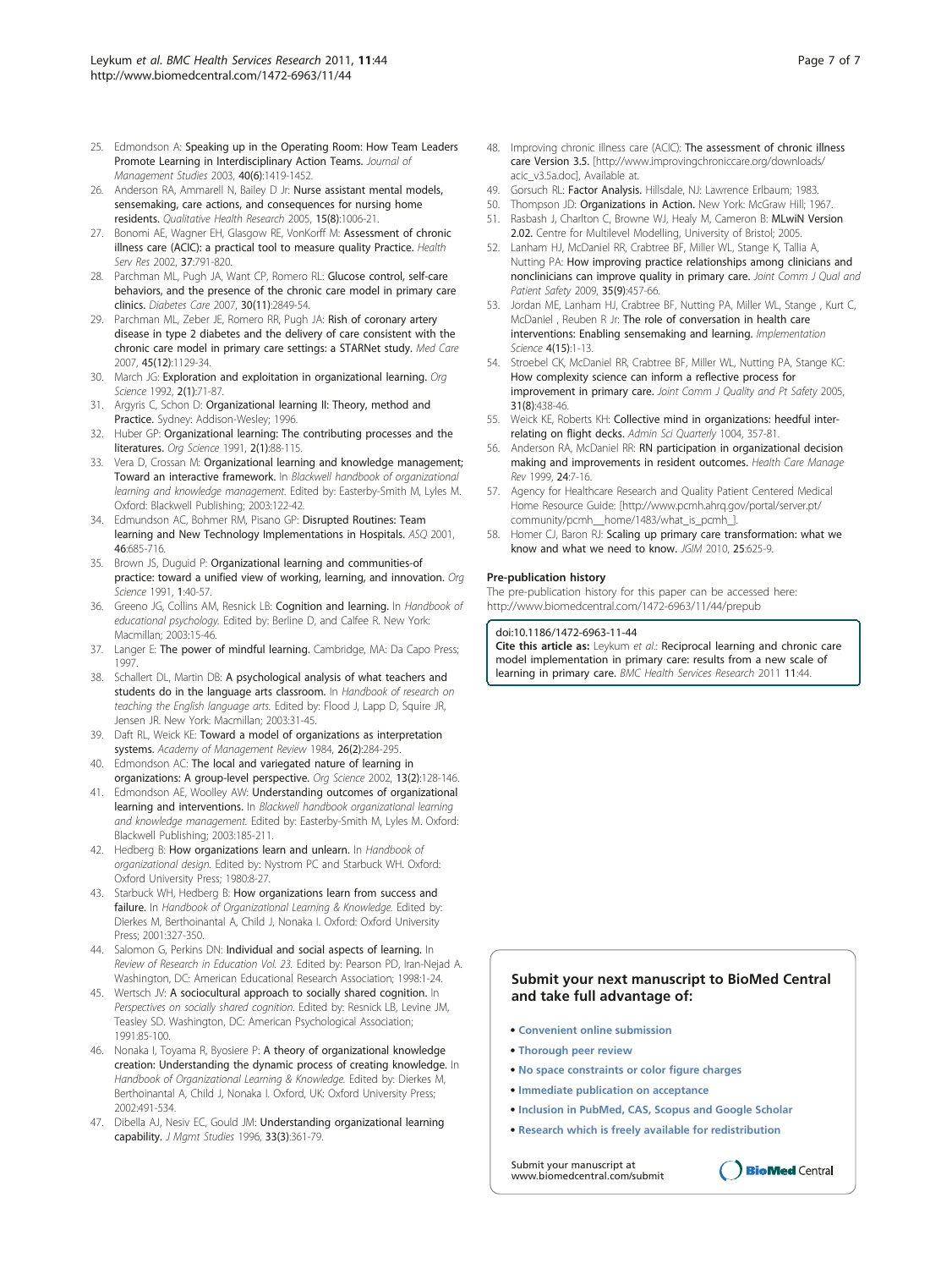25. Edmondson A: **Speaking up in the Operating Room: How Team Leaders Promote Learning in Interdisciplinary Action Teams.** *Journal of Management Studies* 2003, **40(6)**:1419-1452.
26. Anderson RA, Ammarell N, Bailey D Jr: **Nurse assistant mental models, sensemaking, care actions, and consequences for nursing home residents.** *Qualitative Health Research* 2005, **15(8)**:1006-21.
27. Bonomi AE, Wagner EH, Glasgow RE, VonKorff M: **Assessment of chronic illness care (ACIC): a practical tool to measure quality Practice.** *Health Serv Res* 2002, **37**:791-820.
28. Parchman ML, Pugh JA, Want CP, Romero RL: **Glucose control, self-care behaviors, and the presence of the chronic care model in primary care clinics.** *Diabetes Care* 2007, **30(11)**:2849-54.
29. Parchman ML, Zeber JE, Romero RR, Pugh JA: **Rish of coronary artery disease in type 2 diabetes and the delivery of care consistent with the chronic care model in primary care settings: a STARNet study.** *Med Care* 2007, **45(12)**:1129-34.
30. March JG: **Exploration and exploitation in organizational learning.** *Org Science* 1992, **2(1)**:71-87.
31. Argyris C, Schon D: **Organizational learning II: Theory, method and Practice.** Sydney: Addison-Wesley; 1996.
32. Huber GP: **Organizational learning: The contributing processes and the literatures.** *Org Science* 1991, **2(1)**:88-115.
33. Vera D, Crossan M: **Organizational learning and knowledge management; Toward an interactive framework.** In *Blackwell handbook of organizational learning and knowledge management.* Edited by: Easterby-Smith M, Lyles M. Oxford: Blackwell Publishing; 2003:122-42.
34. Edmundson AC, Bohmer RM, Pisano GP: **Disrupted Routines: Team learning and New Technology Implementations in Hospitals.** *ASQ* 2001, **46**:685-716.
35. Brown JS, Duguid P: **Organizational learning and communities-of practice: toward a unified view of working, learning, and innovation.** *Org Science* 1991, **1**:40-57.
36. Greeno JG, Collins AM, Resnick LB: **Cognition and learning.** In *Handbook of educational psychology.* Edited by: Berline D, and Calfee R. New York: Macmillan; 2003:15-46.
37. Langer E: **The power of mindful learning.** Cambridge, MA: Da Capo Press; 1997.
38. Schallert DL, Martin DB: **A psychological analysis of what teachers and students do in the language arts classroom.** In *Handbook of research on teaching the English language arts.* Edited by: Flood J, Lapp D, Squire JR, Jensen JR. New York: Macmillan; 2003:31-45.
39. Daft RL, Weick KE: **Toward a model of organizations as interpretation systems.** *Academy of Management Review* 1984, **26(2)**:284-295.
40. Edmondson AC: **The local and variegated nature of learning in organizations: A group-level perspective.** *Org Science* 2002, **13(2)**:128-146.
41. Edmondson AE, Woolley AW: **Understanding outcomes of organizational learning and interventions.** In *Blackwell handbook organizational learning and knowledge management.* Edited by: Easterby-Smith M, Lyles M. Oxford: Blackwell Publishing; 2003:185-211.
42. Hedberg B: **How organizations learn and unlearn.** In *Handbook of organizational design.* Edited by: Nystrom PC and Starbuck WH. Oxford: Oxford University Press; 1980:8-27.
43. Starbuck WH, Hedberg B: **How organizations learn from success and failure.** In *Handbook of Organizational Learning & Knowledge.* Edited by: Dierkes M, Berthoinantal A, Child J, Nonaka I. Oxford: Oxford University Press; 2001:327-350.
44. Salomon G, Perkins DN: **Individual and social aspects of learning.** In *Review of Research in Education Vol. 23.* Edited by: Pearson PD, Iran-Nejad A. Washington, DC: American Educational Research Association; 1998:1-24.
45. Wertsch JV: **A sociocultural approach to socially shared cognition.** In *Perspectives on socially shared cognition.* Edited by: Resnick LB, Levine JM, Teasley SD. Washington, DC: American Psychological Association; 1991:85-100.
46. Nonaka I, Toyama R, Byosiere P: **A theory of organizational knowledge creation: Understanding the dynamic process of creating knowledge.** In *Handbook of Organizational Learning & Knowledge.* Edited by: Dierkes M, Berthoinantal A, Child J, Nonaka I. Oxford, UK: Oxford University Press; 2002:491-534.
47. Dibella AJ, Nesiv EC, Gould JM: **Understanding organizational learning capability.** *J Mgmt Studies* 1996, **33(3)**:361-79.
48. Improving chronic illness care (ACIC): **The assessment of chronic illness care Version 3.5.** [http://www.improvingchroniccare.org/downloads/acic_v3.5a.doc], Available at.
49. Gorsuch RL: **Factor Analysis.** Hillsdale, NJ: Lawrence Erlbaum; 1983.
50. Thompson JD: **Organizations in Action.** New York: McGraw Hill; 1967.
51. Rasbash J, Charlton C, Browne WJ, Healy M, Cameron B: **MLwiN Version 2.02.** Centre for Multilevel Modelling, University of Bristol; 2005.
52. Lanham HJ, McDaniel RR, Crabtree BF, Miller WL, Stange K, Tallia A, Nutting PA: **How improving practice relationships among clinicians and nonclinicians can improve quality in primary care.** *Joint Comm J Qual and Patient Safety* 2009, **35(9)**:457-66.
53. Jordan ME, Lanham HJ, Crabtree BF, Nutting PA, Miller WL, Stange , Kurt C, McDaniel , Reuben R Jr: **The role of conversation in health care interventions: Enabling sensemaking and learning.** *Implementation Science* **4(15)**:1-13.
54. Stroebel CK, McDaniel RR, Crabtree BF, Miller WL, Nutting PA, Stange KC: **How complexity science can inform a reflective process for improvement in primary care.** *Joint Comm J Quality and Pt Safety* 2005, **31(8)**:438-46.
55. Weick KE, Roberts KH: **Collective mind in organizations: heedful inter-relating on flight decks.** *Admin Sci Quarterly* 1004, 357-81.
56. Anderson RA, McDaniel RR: **RN participation in organizational decision making and improvements in resident outcomes.** *Health Care Manage Rev* 1999, **24**:7-16.
57. Agency for Healthcare Research and Quality Patient Centered Medical Home Resource Guide: [http://www.pcmh.ahrq.gov/portal/server.pt/community/pcmh__home/1483/what_is_pcmh_].
58. Homer CJ, Baron RJ: **Scaling up primary care transformation: what we know and what we need to know.** *JGIM* 2010, **25**:625-9.

### Pre-publication history

The pre-publication history for this paper can be accessed here:
http://www.biomedcentral.com/1472-6963/11/44/prepub

doi:10.1186/1472-6963-11-44

**Cite this article as:** Leykum *et al.*: Reciprocal learning and chronic care model implementation in primary care: results from a new scale of learning in primary care. *BMC Health Services Research* 2011 **11**:44.

**Submit your next manuscript to BioMed Central and take full advantage of:**

- **Convenient online submission**
- **Thorough peer review**
- **No space constraints or color figure charges**
- **Immediate publication on acceptance**
- **Inclusion in PubMed, CAS, Scopus and Google Scholar**
- **Research which is freely available for redistribution**

Submit your manuscript at
www.biomedcentral.com/submit

BioMed Central